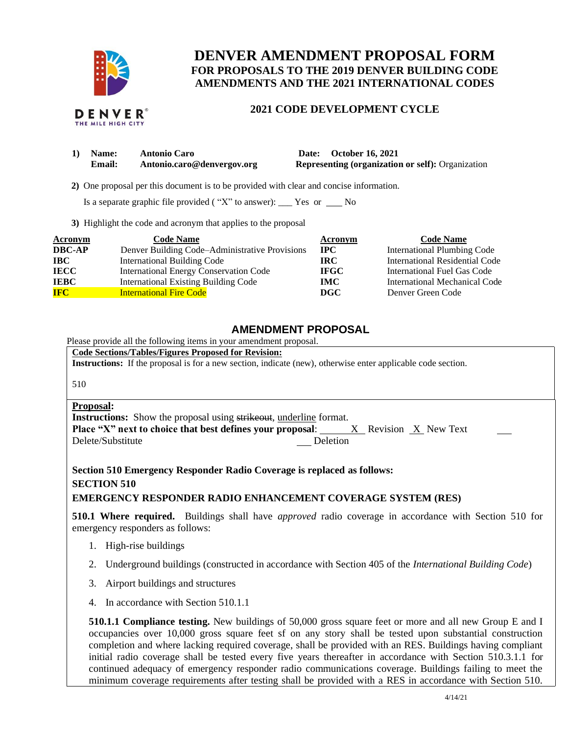# DENVER AMENDMENT PROPOSAL FORM

## FOR PROPOSALS TO THE 2019 DENVER BUILDING CODE AMENDMENTS AND THE 2021 INTERNATIONAL CODES

### 2021 CODE DEVELOPMENT CYCLE

**1) Name:** **Antonio Caro** **Date: October 16, 2021**
**Email:** **Antonio.caro@denvergov.org** **Representing (organization or self):** Organization

**2)** One proposal per this document is to be provided with clear and concise information.

Is a separate graphic file provided ( "X" to answer): ___ Yes or ___ No

**3)** Highlight the code and acronym that applies to the proposal

| Acronym | Code Name | Acronym | Code Name |
|---|---|---|---|
| **DBC-AP** | Denver Building Code–Administrative Provisions | **IPC** | International Plumbing Code |
| **IBC** | International Building Code | **IRC** | International Residential Code |
| **IECC** | International Energy Conservation Code | **IFGC** | International Fuel Gas Code |
| **IEBC** | International Existing Building Code | **IMC** | International Mechanical Code |
| **IFC** | International Fire Code | **DGC** | Denver Green Code |

## AMENDMENT PROPOSAL

Please provide all the following items in your amendment proposal.

**Code Sections/Tables/Figures Proposed for Revision:**
**Instructions:** If the proposal is for a new section, indicate (new), otherwise enter applicable code section.

510

**Proposal:**
**Instructions:** Show the proposal using ~~strikeout~~, underline format.
**Place "X" next to choice that best defines your proposal**: X Revision X New Text ___ Delete/Substitute ___ Deletion

**Section 510 Emergency Responder Radio Coverage is replaced as follows:**

**SECTION 510**

**EMERGENCY RESPONDER RADIO ENHANCEMENT COVERAGE SYSTEM (RES)**

**510.1 Where required.** Buildings shall have *approved* radio coverage in accordance with Section 510 for emergency responders as follows:

1. High-rise buildings
2. Underground buildings (constructed in accordance with Section 405 of the *International Building Code*)
3. Airport buildings and structures
4. In accordance with Section 510.1.1

**510.1.1 Compliance testing.** New buildings of 50,000 gross square feet or more and all new Group E and I occupancies over 10,000 gross square feet sf on any story shall be tested upon substantial construction completion and where lacking required coverage, shall be provided with an RES. Buildings having compliant initial radio coverage shall be tested every five years thereafter in accordance with Section 510.3.1.1 for continued adequacy of emergency responder radio communications coverage. Buildings failing to meet the minimum coverage requirements after testing shall be provided with a RES in accordance with Section 510.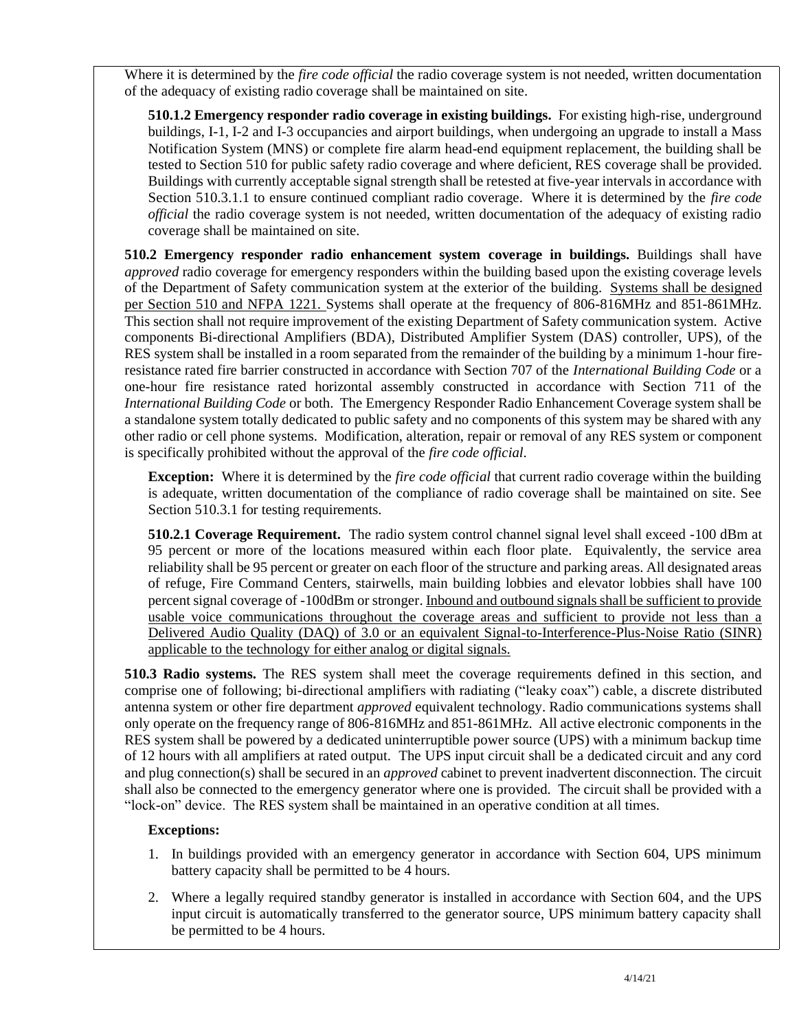Where it is determined by the *fire code official* the radio coverage system is not needed, written documentation of the adequacy of existing radio coverage shall be maintained on site.

**510.1.2 Emergency responder radio coverage in existing buildings.** For existing high-rise, underground buildings, I-1, I-2 and I-3 occupancies and airport buildings, when undergoing an upgrade to install a Mass Notification System (MNS) or complete fire alarm head-end equipment replacement, the building shall be tested to Section 510 for public safety radio coverage and where deficient, RES coverage shall be provided. Buildings with currently acceptable signal strength shall be retested at five-year intervals in accordance with Section 510.3.1.1 to ensure continued compliant radio coverage. Where it is determined by the *fire code official* the radio coverage system is not needed, written documentation of the adequacy of existing radio coverage shall be maintained on site.

**510.2 Emergency responder radio enhancement system coverage in buildings.** Buildings shall have *approved* radio coverage for emergency responders within the building based upon the existing coverage levels of the Department of Safety communication system at the exterior of the building. <u>Systems shall be designed per Section 510 and NFPA 1221.</u> Systems shall operate at the frequency of 806-816MHz and 851-861MHz. This section shall not require improvement of the existing Department of Safety communication system. Active components Bi-directional Amplifiers (BDA), Distributed Amplifier System (DAS) controller, UPS), of the RES system shall be installed in a room separated from the remainder of the building by a minimum 1-hour fire-resistance rated fire barrier constructed in accordance with Section 707 of the *International Building Code* or a one-hour fire resistance rated horizontal assembly constructed in accordance with Section 711 of the *International Building Code* or both. The Emergency Responder Radio Enhancement Coverage system shall be a standalone system totally dedicated to public safety and no components of this system may be shared with any other radio or cell phone systems. Modification, alteration, repair or removal of any RES system or component is specifically prohibited without the approval of the *fire code official*.

**Exception:** Where it is determined by the *fire code official* that current radio coverage within the building is adequate, written documentation of the compliance of radio coverage shall be maintained on site. See Section 510.3.1 for testing requirements.

**510.2.1 Coverage Requirement.** The radio system control channel signal level shall exceed -100 dBm at 95 percent or more of the locations measured within each floor plate. Equivalently, the service area reliability shall be 95 percent or greater on each floor of the structure and parking areas. All designated areas of refuge, Fire Command Centers, stairwells, main building lobbies and elevator lobbies shall have 100 percent signal coverage of -100dBm or stronger. <u>Inbound and outbound signals shall be sufficient to provide usable voice communications throughout the coverage areas and sufficient to provide not less than a Delivered Audio Quality (DAQ) of 3.0 or an equivalent Signal-to-Interference-Plus-Noise Ratio (SINR) applicable to the technology for either analog or digital signals.</u>

**510.3 Radio systems.** The RES system shall meet the coverage requirements defined in this section, and comprise one of following; bi-directional amplifiers with radiating ("leaky coax") cable, a discrete distributed antenna system or other fire department *approved* equivalent technology. Radio communications systems shall only operate on the frequency range of 806-816MHz and 851-861MHz. All active electronic components in the RES system shall be powered by a dedicated uninterruptible power source (UPS) with a minimum backup time of 12 hours with all amplifiers at rated output. The UPS input circuit shall be a dedicated circuit and any cord and plug connection(s) shall be secured in an *approved* cabinet to prevent inadvertent disconnection. The circuit shall also be connected to the emergency generator where one is provided. The circuit shall be provided with a "lock-on" device. The RES system shall be maintained in an operative condition at all times.

**Exceptions:**

1. In buildings provided with an emergency generator in accordance with Section 604, UPS minimum battery capacity shall be permitted to be 4 hours.
2. Where a legally required standby generator is installed in accordance with Section 604, and the UPS input circuit is automatically transferred to the generator source, UPS minimum battery capacity shall be permitted to be 4 hours.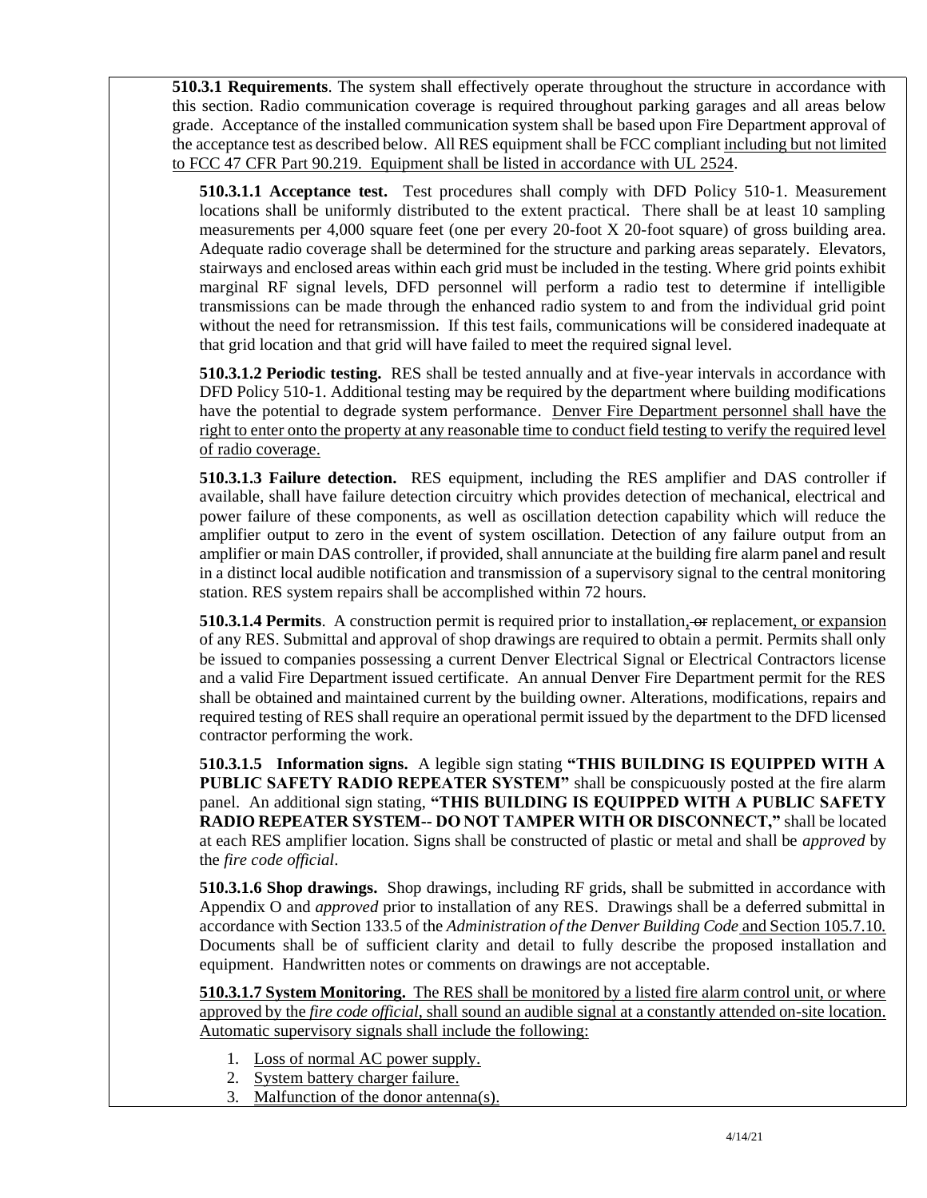**510.3.1 Requirements**. The system shall effectively operate throughout the structure in accordance with this section. Radio communication coverage is required throughout parking garages and all areas below grade. Acceptance of the installed communication system shall be based upon Fire Department approval of the acceptance test as described below. All RES equipment shall be FCC compliant <u>including but not limited to FCC 47 CFR Part 90.219. Equipment shall be listed in accordance with UL 2524</u>.

**510.3.1.1 Acceptance test.** Test procedures shall comply with DFD Policy 510-1. Measurement locations shall be uniformly distributed to the extent practical. There shall be at least 10 sampling measurements per 4,000 square feet (one per every 20-foot X 20-foot square) of gross building area. Adequate radio coverage shall be determined for the structure and parking areas separately. Elevators, stairways and enclosed areas within each grid must be included in the testing. Where grid points exhibit marginal RF signal levels, DFD personnel will perform a radio test to determine if intelligible transmissions can be made through the enhanced radio system to and from the individual grid point without the need for retransmission. If this test fails, communications will be considered inadequate at that grid location and that grid will have failed to meet the required signal level.

**510.3.1.2 Periodic testing.** RES shall be tested annually and at five-year intervals in accordance with DFD Policy 510-1. Additional testing may be required by the department where building modifications have the potential to degrade system performance. <u>Denver Fire Department personnel shall have the right to enter onto the property at any reasonable time to conduct field testing to verify the required level of radio coverage.</u>

**510.3.1.3 Failure detection.** RES equipment, including the RES amplifier and DAS controller if available, shall have failure detection circuitry which provides detection of mechanical, electrical and power failure of these components, as well as oscillation detection capability which will reduce the amplifier output to zero in the event of system oscillation. Detection of any failure output from an amplifier or main DAS controller, if provided, shall annunciate at the building fire alarm panel and result in a distinct local audible notification and transmission of a supervisory signal to the central monitoring station. RES system repairs shall be accomplished within 72 hours.

**510.3.1.4 Permits**. A construction permit is required prior to installation, ~~or~~ replacement<u>, or expansion</u> of any RES. Submittal and approval of shop drawings are required to obtain a permit. Permits shall only be issued to companies possessing a current Denver Electrical Signal or Electrical Contractors license and a valid Fire Department issued certificate. An annual Denver Fire Department permit for the RES shall be obtained and maintained current by the building owner. Alterations, modifications, repairs and required testing of RES shall require an operational permit issued by the department to the DFD licensed contractor performing the work.

**510.3.1.5 Information signs.** A legible sign stating **"THIS BUILDING IS EQUIPPED WITH A PUBLIC SAFETY RADIO REPEATER SYSTEM"** shall be conspicuously posted at the fire alarm panel. An additional sign stating, **"THIS BUILDING IS EQUIPPED WITH A PUBLIC SAFETY RADIO REPEATER SYSTEM-- DO NOT TAMPER WITH OR DISCONNECT,"** shall be located at each RES amplifier location. Signs shall be constructed of plastic or metal and shall be *approved* by the *fire code official*.

**510.3.1.6 Shop drawings.** Shop drawings, including RF grids, shall be submitted in accordance with Appendix O and *approved* prior to installation of any RES. Drawings shall be a deferred submittal in accordance with Section 133.5 of the *Administration of the Denver Building Code* <u>and Section 105.7.10.</u> Documents shall be of sufficient clarity and detail to fully describe the proposed installation and equipment. Handwritten notes or comments on drawings are not acceptable.

<u>**510.3.1.7 System Monitoring.** The RES shall be monitored by a listed fire alarm control unit, or where approved by the *fire code official*, shall sound an audible signal at a constantly attended on-site location. Automatic supervisory signals shall include the following:</u>

1. <u>Loss of normal AC power supply.</u>
2. <u>System battery charger failure.</u>
3. <u>Malfunction of the donor antenna(s).</u>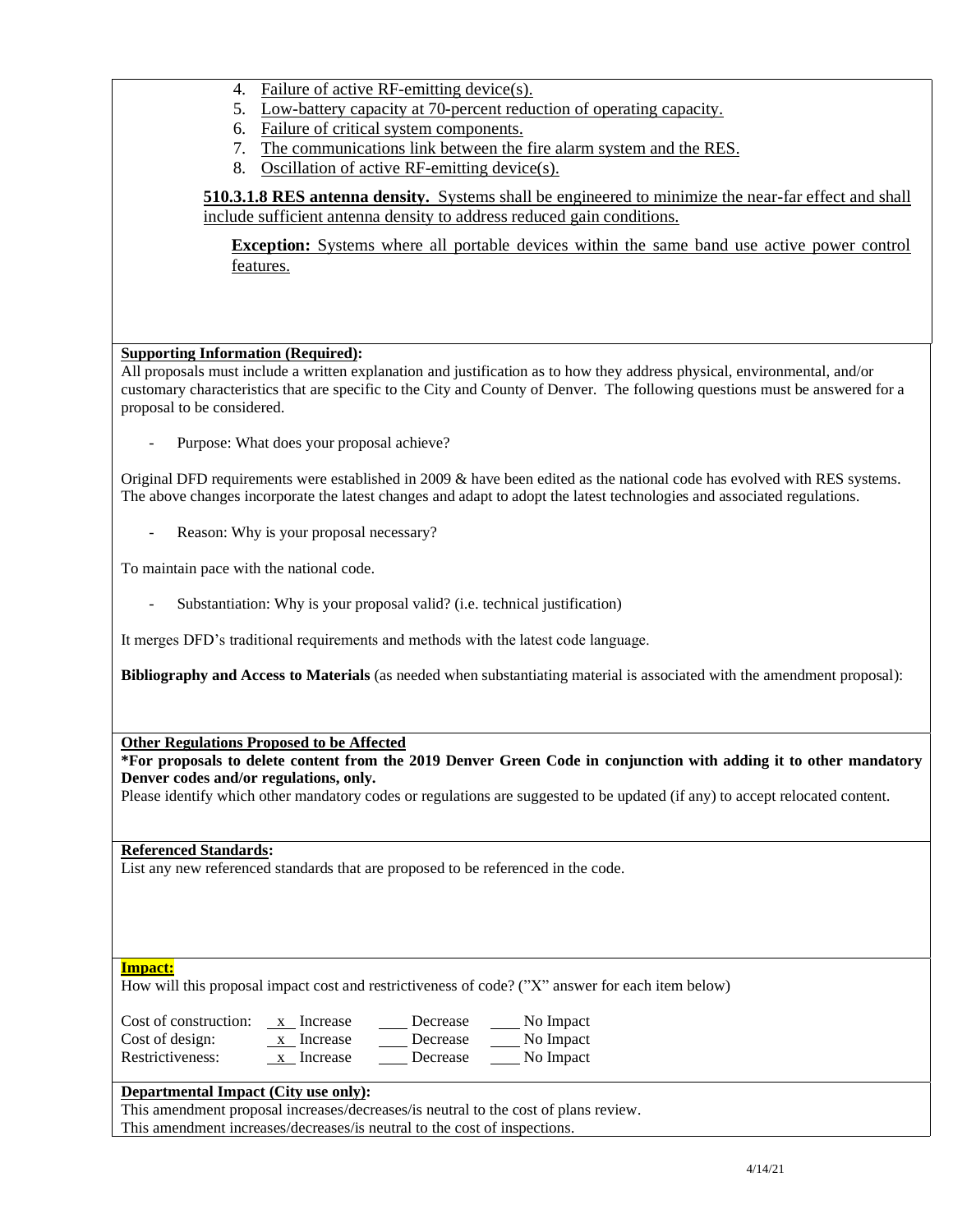4. Failure of active RF-emitting device(s).
5. Low-battery capacity at 70-percent reduction of operating capacity.
6. Failure of critical system components.
7. The communications link between the fire alarm system and the RES.
8. Oscillation of active RF-emitting device(s).

**510.3.1.8 RES antenna density.** Systems shall be engineered to minimize the near-far effect and shall include sufficient antenna density to address reduced gain conditions.

**Exception:** Systems where all portable devices within the same band use active power control features.

**Supporting Information (Required):**

All proposals must include a written explanation and justification as to how they address physical, environmental, and/or customary characteristics that are specific to the City and County of Denver. The following questions must be answered for a proposal to be considered.

- Purpose: What does your proposal achieve?

Original DFD requirements were established in 2009 & have been edited as the national code has evolved with RES systems. The above changes incorporate the latest changes and adapt to adopt the latest technologies and associated regulations.

- Reason: Why is your proposal necessary?

To maintain pace with the national code.

- Substantiation: Why is your proposal valid? (i.e. technical justification)

It merges DFD's traditional requirements and methods with the latest code language.

**Bibliography and Access to Materials** (as needed when substantiating material is associated with the amendment proposal):

**Other Regulations Proposed to be Affected**

**\*For proposals to delete content from the 2019 Denver Green Code in conjunction with adding it to other mandatory Denver codes and/or regulations, only.**

Please identify which other mandatory codes or regulations are suggested to be updated (if any) to accept relocated content.

**Referenced Standards:**

List any new referenced standards that are proposed to be referenced in the code.

**Impact:**

How will this proposal impact cost and restrictiveness of code? ("X" answer for each item below)

| | | | |
|---|---|---|---|
| Cost of construction: | x Increase | ___ Decrease | ___ No Impact |
| Cost of design: | x Increase | ___ Decrease | ___ No Impact |
| Restrictiveness: | x Increase | ___ Decrease | ___ No Impact |

**Departmental Impact (City use only):**

This amendment proposal increases/decreases/is neutral to the cost of plans review.

This amendment increases/decreases/is neutral to the cost of inspections.

4/14/21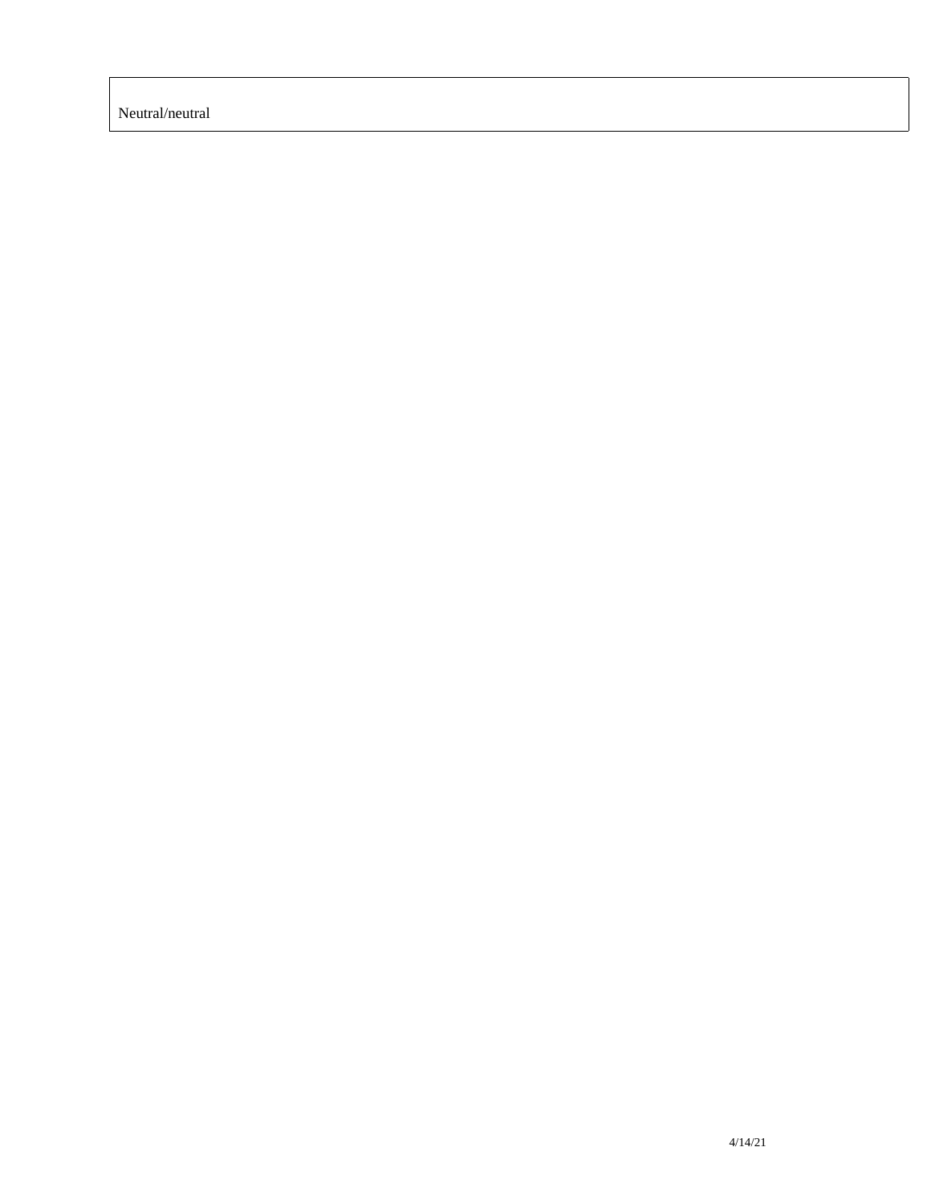Neutral/neutral